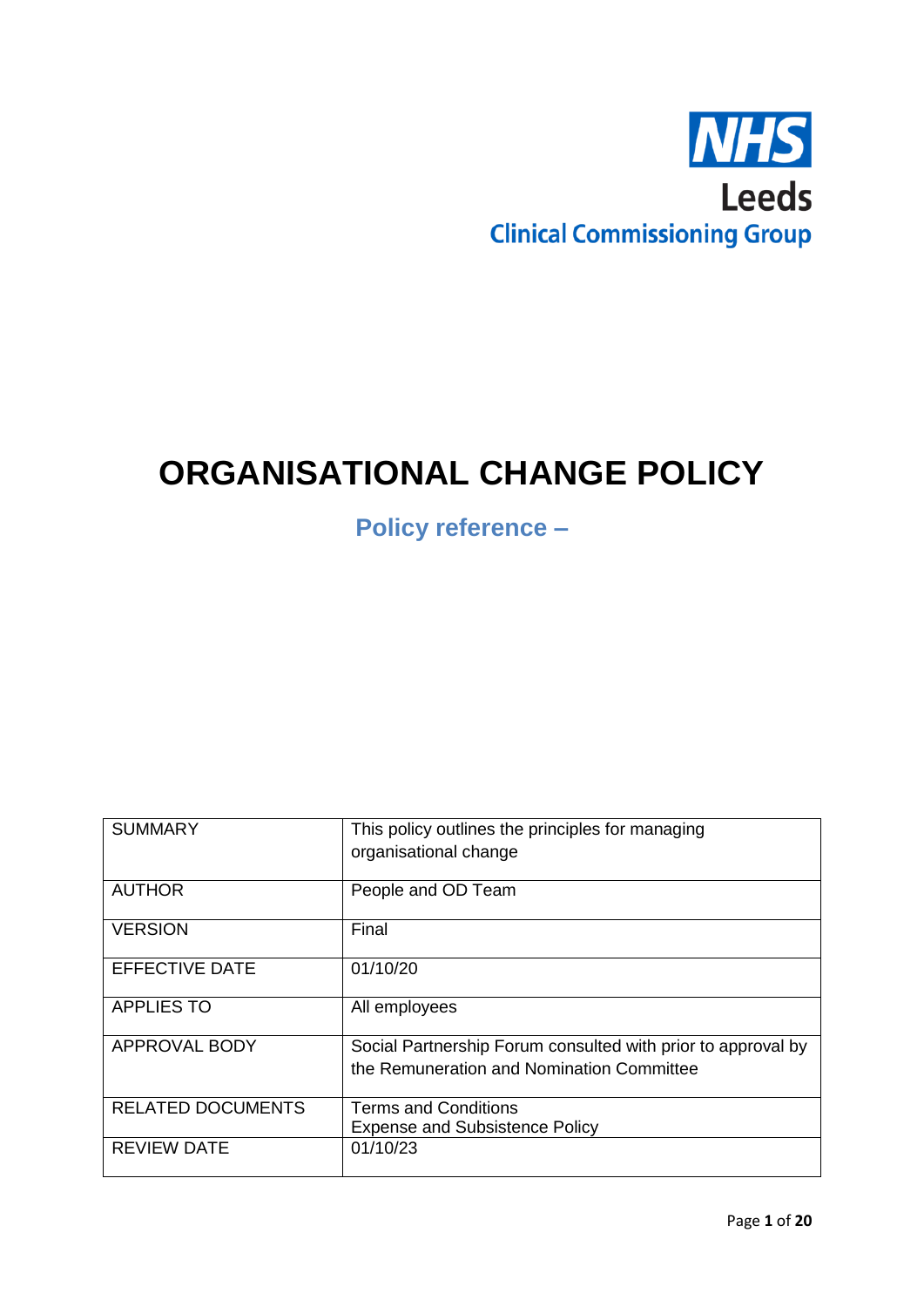NHS
Leeds
Clinical Commissioning Group

# ORGANISATIONAL CHANGE POLICY

## Policy reference –

| SUMMARY | This policy outlines the principles for managing organisational change |
|---|---|
| AUTHOR | People and OD Team |
| VERSION | Final |
| EFFECTIVE DATE | 01/10/20 |
| APPLIES TO | All employees |
| APPROVAL BODY | Social Partnership Forum consulted with prior to approval by the Remuneration and Nomination Committee |
| RELATED DOCUMENTS | Terms and Conditions<br>Expense and Subsistence Policy |
| REVIEW DATE | 01/10/23 |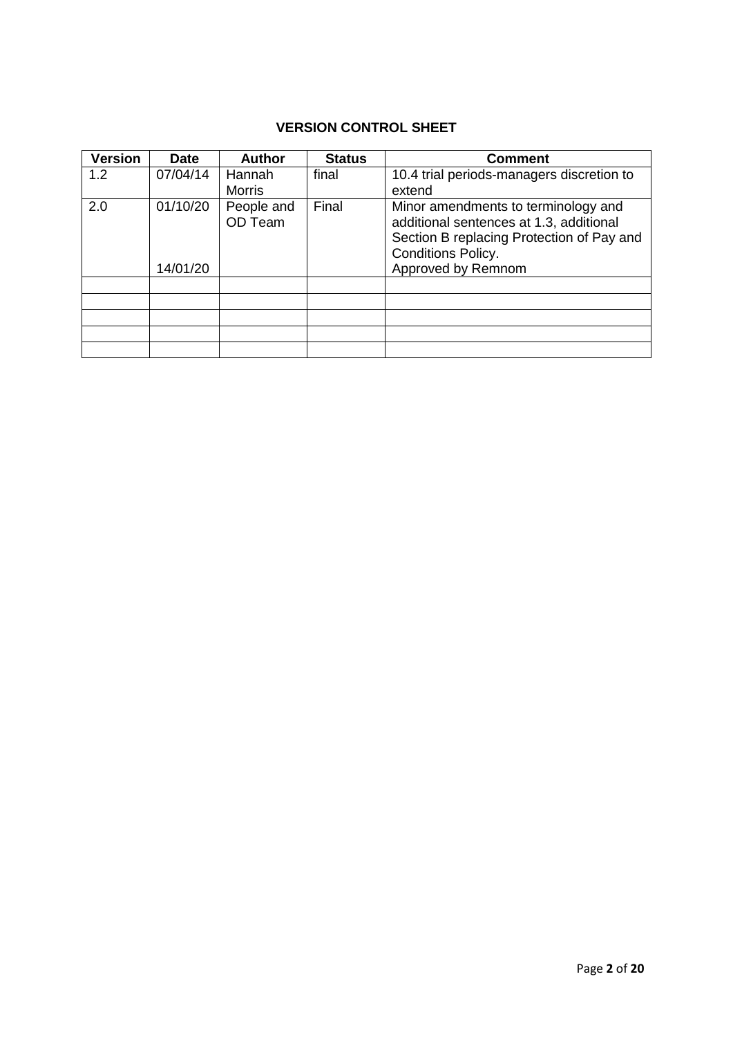### VERSION CONTROL SHEET

| Version | Date | Author | Status | Comment |
|---|---|---|---|---|
| 1.2 | 07/04/14 | Hannah Morris | final | 10.4 trial periods-managers discretion to extend |
| 2.0 | 01/10/20<br><br>14/01/20 | People and OD Team | Final | Minor amendments to terminology and additional sentences at 1.3, additional Section B replacing Protection of Pay and Conditions Policy.<br>Approved by Remnom |
| | | | | |
| | | | | |
| | | | | |
| | | | | |
| | | | | |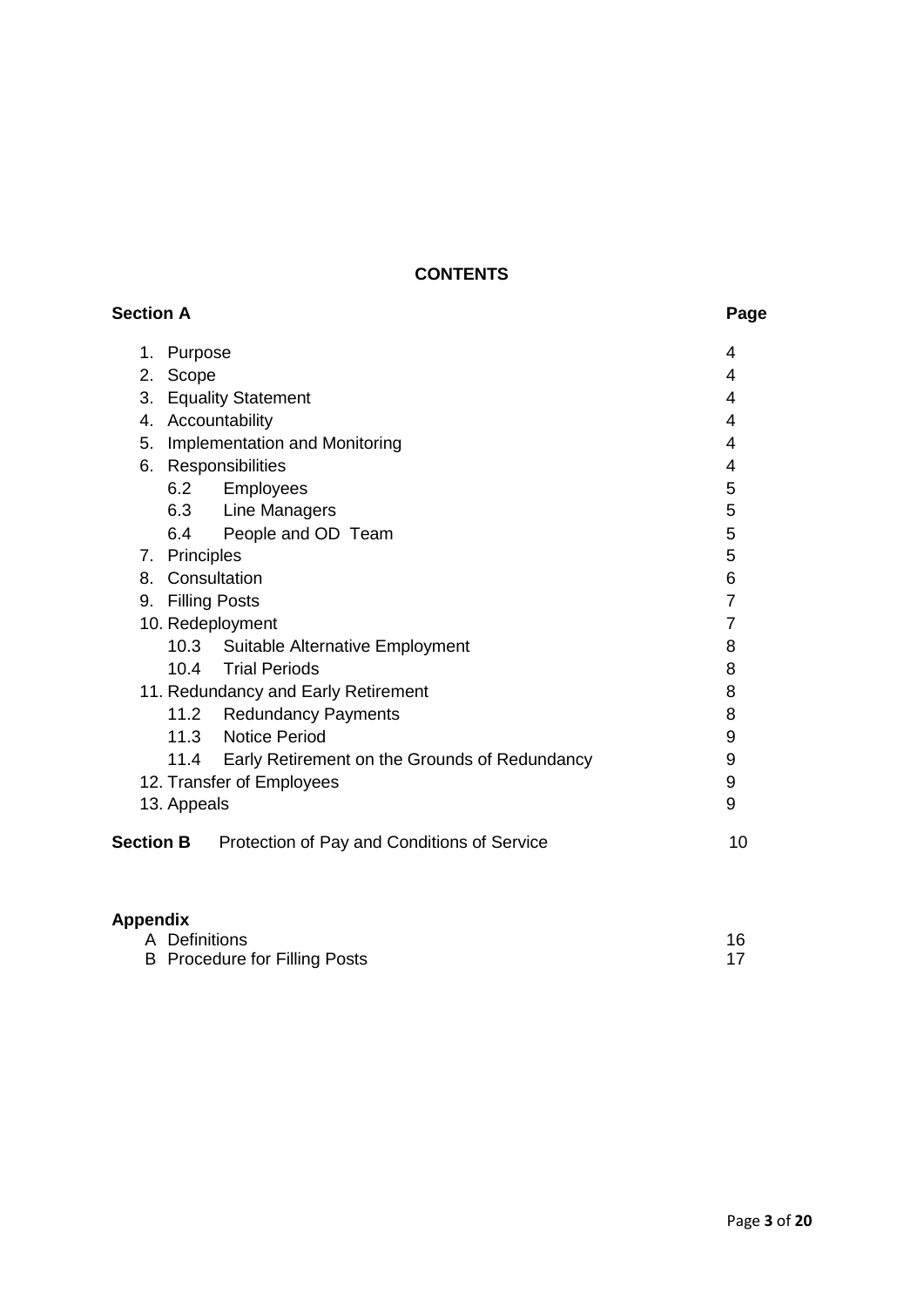## CONTENTS

| Section A | | Page |
|---|---|---|
| 1. | Purpose | 4 |
| 2. | Scope | 4 |
| 3. | Equality Statement | 4 |
| 4. | Accountability | 4 |
| 5. | Implementation and Monitoring | 4 |
| 6. | Responsibilities | 4 |
| 6.2 | Employees | 5 |
| 6.3 | Line Managers | 5 |
| 6.4 | People and OD Team | 5 |
| 7. | Principles | 5 |
| 8. | Consultation | 6 |
| 9. | Filling Posts | 7 |
| 10. | Redeployment | 7 |
| 10.3 | Suitable Alternative Employment | 8 |
| 10.4 | Trial Periods | 8 |
| 11. | Redundancy and Early Retirement | 8 |
| 11.2 | Redundancy Payments | 8 |
| 11.3 | Notice Period | 9 |
| 11.4 | Early Retirement on the Grounds of Redundancy | 9 |
| 12. | Transfer of Employees | 9 |
| 13. | Appeals | 9 |
| **Section B** | Protection of Pay and Conditions of Service | 10 |

**Appendix**

| | | |
|---|---|---|
| A | Definitions | 16 |
| B | Procedure for Filling Posts | 17 |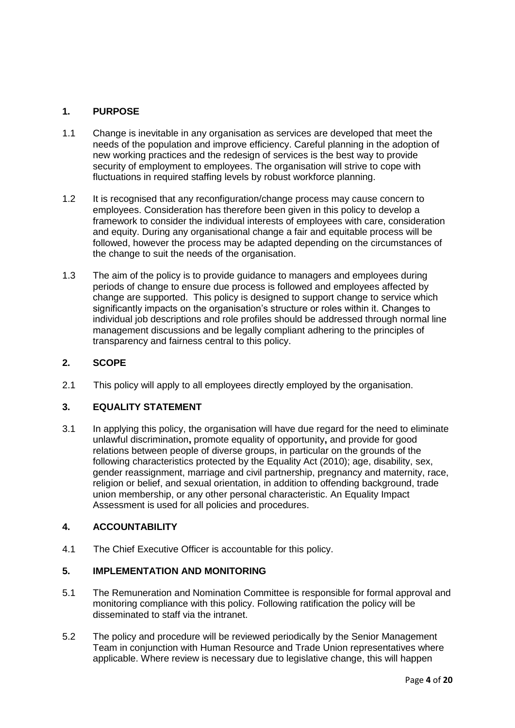## 1. PURPOSE

1.1 Change is inevitable in any organisation as services are developed that meet the needs of the population and improve efficiency. Careful planning in the adoption of new working practices and the redesign of services is the best way to provide security of employment to employees. The organisation will strive to cope with fluctuations in required staffing levels by robust workforce planning.

1.2 It is recognised that any reconfiguration/change process may cause concern to employees. Consideration has therefore been given in this policy to develop a framework to consider the individual interests of employees with care, consideration and equity. During any organisational change a fair and equitable process will be followed, however the process may be adapted depending on the circumstances of the change to suit the needs of the organisation.

1.3 The aim of the policy is to provide guidance to managers and employees during periods of change to ensure due process is followed and employees affected by change are supported. This policy is designed to support change to service which significantly impacts on the organisation's structure or roles within it. Changes to individual job descriptions and role profiles should be addressed through normal line management discussions and be legally compliant adhering to the principles of transparency and fairness central to this policy.

## 2. SCOPE

2.1 This policy will apply to all employees directly employed by the organisation.

## 3. EQUALITY STATEMENT

3.1 In applying this policy, the organisation will have due regard for the need to eliminate unlawful discrimination**,** promote equality of opportunity**,** and provide for good relations between people of diverse groups, in particular on the grounds of the following characteristics protected by the Equality Act (2010); age, disability, sex, gender reassignment, marriage and civil partnership, pregnancy and maternity, race, religion or belief, and sexual orientation, in addition to offending background, trade union membership, or any other personal characteristic. An Equality Impact Assessment is used for all policies and procedures.

## 4. ACCOUNTABILITY

4.1 The Chief Executive Officer is accountable for this policy.

## 5. IMPLEMENTATION AND MONITORING

5.1 The Remuneration and Nomination Committee is responsible for formal approval and monitoring compliance with this policy. Following ratification the policy will be disseminated to staff via the intranet.

5.2 The policy and procedure will be reviewed periodically by the Senior Management Team in conjunction with Human Resource and Trade Union representatives where applicable. Where review is necessary due to legislative change, this will happen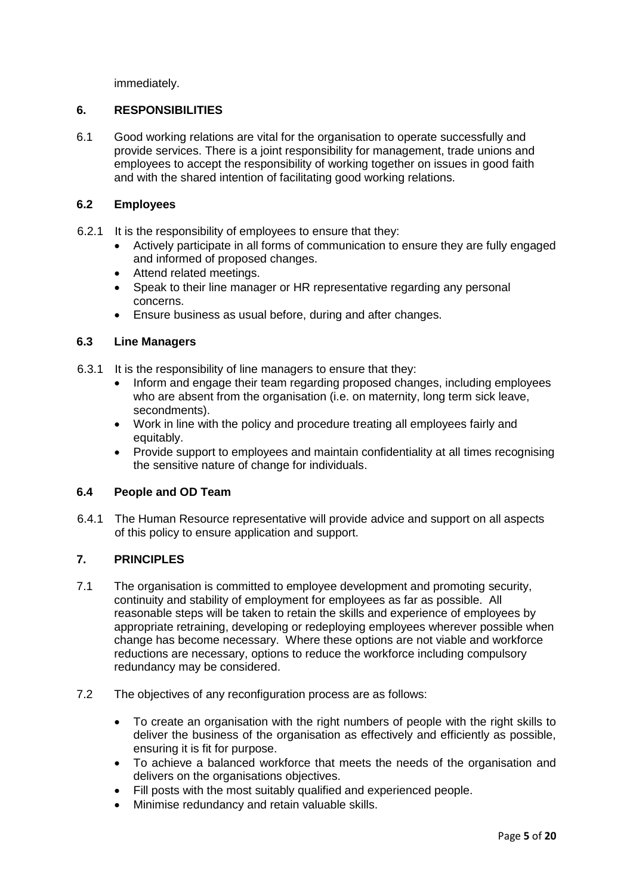immediately.

## 6. RESPONSIBILITIES

6.1 Good working relations are vital for the organisation to operate successfully and provide services. There is a joint responsibility for management, trade unions and employees to accept the responsibility of working together on issues in good faith and with the shared intention of facilitating good working relations.

### 6.2 Employees

6.2.1 It is the responsibility of employees to ensure that they:

- Actively participate in all forms of communication to ensure they are fully engaged and informed of proposed changes.
- Attend related meetings.
- Speak to their line manager or HR representative regarding any personal concerns.
- Ensure business as usual before, during and after changes.

### 6.3 Line Managers

6.3.1 It is the responsibility of line managers to ensure that they:

- Inform and engage their team regarding proposed changes, including employees who are absent from the organisation (i.e. on maternity, long term sick leave, secondments).
- Work in line with the policy and procedure treating all employees fairly and equitably.
- Provide support to employees and maintain confidentiality at all times recognising the sensitive nature of change for individuals.

### 6.4 People and OD Team

6.4.1 The Human Resource representative will provide advice and support on all aspects of this policy to ensure application and support.

## 7. PRINCIPLES

7.1 The organisation is committed to employee development and promoting security, continuity and stability of employment for employees as far as possible. All reasonable steps will be taken to retain the skills and experience of employees by appropriate retraining, developing or redeploying employees wherever possible when change has become necessary. Where these options are not viable and workforce reductions are necessary, options to reduce the workforce including compulsory redundancy may be considered.

7.2 The objectives of any reconfiguration process are as follows:

- To create an organisation with the right numbers of people with the right skills to deliver the business of the organisation as effectively and efficiently as possible, ensuring it is fit for purpose.
- To achieve a balanced workforce that meets the needs of the organisation and delivers on the organisations objectives.
- Fill posts with the most suitably qualified and experienced people.
- Minimise redundancy and retain valuable skills.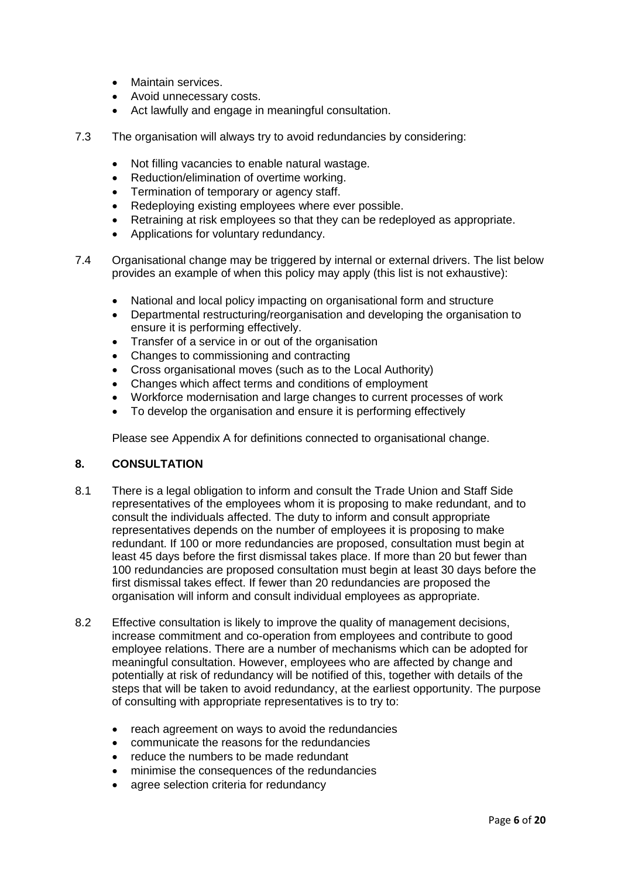- Maintain services.
- Avoid unnecessary costs.
- Act lawfully and engage in meaningful consultation.

7.3 The organisation will always try to avoid redundancies by considering:

- Not filling vacancies to enable natural wastage.
- Reduction/elimination of overtime working.
- Termination of temporary or agency staff.
- Redeploying existing employees where ever possible.
- Retraining at risk employees so that they can be redeployed as appropriate.
- Applications for voluntary redundancy.

7.4 Organisational change may be triggered by internal or external drivers. The list below provides an example of when this policy may apply (this list is not exhaustive):

- National and local policy impacting on organisational form and structure
- Departmental restructuring/reorganisation and developing the organisation to ensure it is performing effectively.
- Transfer of a service in or out of the organisation
- Changes to commissioning and contracting
- Cross organisational moves (such as to the Local Authority)
- Changes which affect terms and conditions of employment
- Workforce modernisation and large changes to current processes of work
- To develop the organisation and ensure it is performing effectively

Please see Appendix A for definitions connected to organisational change.

## 8. CONSULTATION

8.1 There is a legal obligation to inform and consult the Trade Union and Staff Side representatives of the employees whom it is proposing to make redundant, and to consult the individuals affected. The duty to inform and consult appropriate representatives depends on the number of employees it is proposing to make redundant. If 100 or more redundancies are proposed, consultation must begin at least 45 days before the first dismissal takes place. If more than 20 but fewer than 100 redundancies are proposed consultation must begin at least 30 days before the first dismissal takes effect. If fewer than 20 redundancies are proposed the organisation will inform and consult individual employees as appropriate.

8.2 Effective consultation is likely to improve the quality of management decisions, increase commitment and co-operation from employees and contribute to good employee relations. There are a number of mechanisms which can be adopted for meaningful consultation. However, employees who are affected by change and potentially at risk of redundancy will be notified of this, together with details of the steps that will be taken to avoid redundancy, at the earliest opportunity. The purpose of consulting with appropriate representatives is to try to:

- reach agreement on ways to avoid the redundancies
- communicate the reasons for the redundancies
- reduce the numbers to be made redundant
- minimise the consequences of the redundancies
- agree selection criteria for redundancy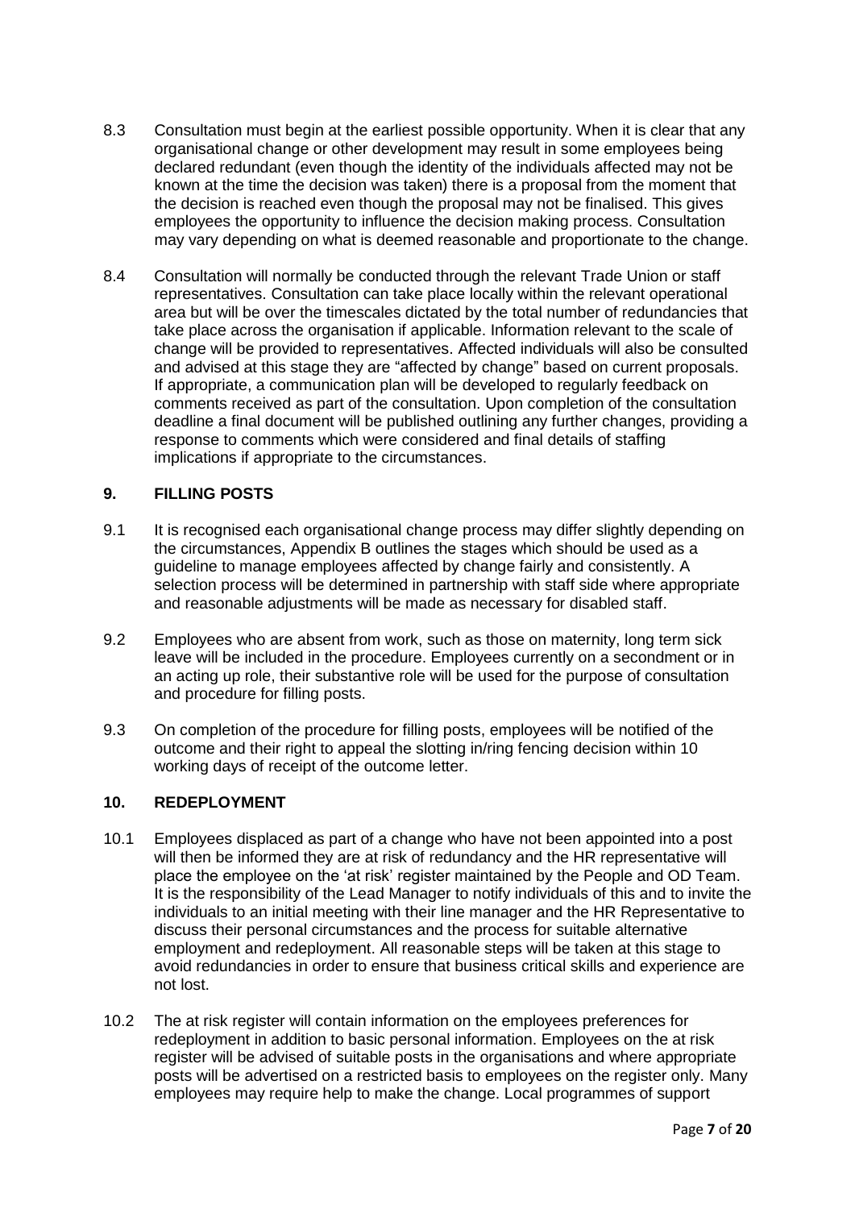8.3 Consultation must begin at the earliest possible opportunity. When it is clear that any organisational change or other development may result in some employees being declared redundant (even though the identity of the individuals affected may not be known at the time the decision was taken) there is a proposal from the moment that the decision is reached even though the proposal may not be finalised. This gives employees the opportunity to influence the decision making process. Consultation may vary depending on what is deemed reasonable and proportionate to the change.

8.4 Consultation will normally be conducted through the relevant Trade Union or staff representatives. Consultation can take place locally within the relevant operational area but will be over the timescales dictated by the total number of redundancies that take place across the organisation if applicable. Information relevant to the scale of change will be provided to representatives. Affected individuals will also be consulted and advised at this stage they are "affected by change" based on current proposals. If appropriate, a communication plan will be developed to regularly feedback on comments received as part of the consultation. Upon completion of the consultation deadline a final document will be published outlining any further changes, providing a response to comments which were considered and final details of staffing implications if appropriate to the circumstances.

## 9. FILLING POSTS

9.1 It is recognised each organisational change process may differ slightly depending on the circumstances, Appendix B outlines the stages which should be used as a guideline to manage employees affected by change fairly and consistently. A selection process will be determined in partnership with staff side where appropriate and reasonable adjustments will be made as necessary for disabled staff.

9.2 Employees who are absent from work, such as those on maternity, long term sick leave will be included in the procedure. Employees currently on a secondment or in an acting up role, their substantive role will be used for the purpose of consultation and procedure for filling posts.

9.3 On completion of the procedure for filling posts, employees will be notified of the outcome and their right to appeal the slotting in/ring fencing decision within 10 working days of receipt of the outcome letter.

## 10. REDEPLOYMENT

10.1 Employees displaced as part of a change who have not been appointed into a post will then be informed they are at risk of redundancy and the HR representative will place the employee on the 'at risk' register maintained by the People and OD Team. It is the responsibility of the Lead Manager to notify individuals of this and to invite the individuals to an initial meeting with their line manager and the HR Representative to discuss their personal circumstances and the process for suitable alternative employment and redeployment. All reasonable steps will be taken at this stage to avoid redundancies in order to ensure that business critical skills and experience are not lost.

10.2 The at risk register will contain information on the employees preferences for redeployment in addition to basic personal information. Employees on the at risk register will be advised of suitable posts in the organisations and where appropriate posts will be advertised on a restricted basis to employees on the register only. Many employees may require help to make the change. Local programmes of support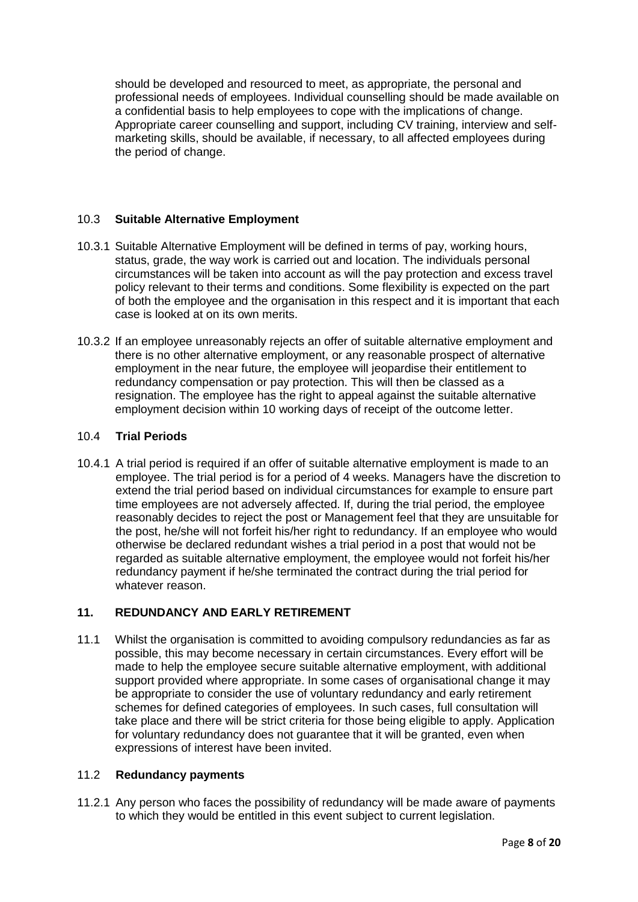should be developed and resourced to meet, as appropriate, the personal and professional needs of employees. Individual counselling should be made available on a confidential basis to help employees to cope with the implications of change. Appropriate career counselling and support, including CV training, interview and self-marketing skills, should be available, if necessary, to all affected employees during the period of change.

### 10.3 **Suitable Alternative Employment**

10.3.1 Suitable Alternative Employment will be defined in terms of pay, working hours, status, grade, the way work is carried out and location. The individuals personal circumstances will be taken into account as will the pay protection and excess travel policy relevant to their terms and conditions. Some flexibility is expected on the part of both the employee and the organisation in this respect and it is important that each case is looked at on its own merits.

10.3.2 If an employee unreasonably rejects an offer of suitable alternative employment and there is no other alternative employment, or any reasonable prospect of alternative employment in the near future, the employee will jeopardise their entitlement to redundancy compensation or pay protection. This will then be classed as a resignation. The employee has the right to appeal against the suitable alternative employment decision within 10 working days of receipt of the outcome letter.

### 10.4 **Trial Periods**

10.4.1 A trial period is required if an offer of suitable alternative employment is made to an employee. The trial period is for a period of 4 weeks. Managers have the discretion to extend the trial period based on individual circumstances for example to ensure part time employees are not adversely affected. If, during the trial period, the employee reasonably decides to reject the post or Management feel that they are unsuitable for the post, he/she will not forfeit his/her right to redundancy. If an employee who would otherwise be declared redundant wishes a trial period in a post that would not be regarded as suitable alternative employment, the employee would not forfeit his/her redundancy payment if he/she terminated the contract during the trial period for whatever reason.

## 11. **REDUNDANCY AND EARLY RETIREMENT**

11.1 Whilst the organisation is committed to avoiding compulsory redundancies as far as possible, this may become necessary in certain circumstances. Every effort will be made to help the employee secure suitable alternative employment, with additional support provided where appropriate. In some cases of organisational change it may be appropriate to consider the use of voluntary redundancy and early retirement schemes for defined categories of employees. In such cases, full consultation will take place and there will be strict criteria for those being eligible to apply. Application for voluntary redundancy does not guarantee that it will be granted, even when expressions of interest have been invited.

### 11.2 **Redundancy payments**

11.2.1 Any person who faces the possibility of redundancy will be made aware of payments to which they would be entitled in this event subject to current legislation.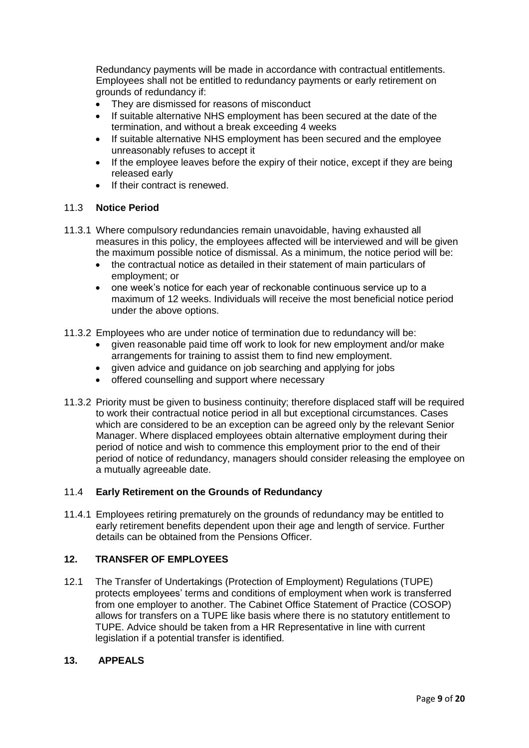Redundancy payments will be made in accordance with contractual entitlements. Employees shall not be entitled to redundancy payments or early retirement on grounds of redundancy if:

- They are dismissed for reasons of misconduct
- If suitable alternative NHS employment has been secured at the date of the termination, and without a break exceeding 4 weeks
- If suitable alternative NHS employment has been secured and the employee unreasonably refuses to accept it
- If the employee leaves before the expiry of their notice, except if they are being released early
- If their contract is renewed.

### 11.3 **Notice Period**

11.3.1 Where compulsory redundancies remain unavoidable, having exhausted all measures in this policy, the employees affected will be interviewed and will be given the maximum possible notice of dismissal. As a minimum, the notice period will be:

- the contractual notice as detailed in their statement of main particulars of employment; or
- one week's notice for each year of reckonable continuous service up to a maximum of 12 weeks. Individuals will receive the most beneficial notice period under the above options.

11.3.2 Employees who are under notice of termination due to redundancy will be:

- given reasonable paid time off work to look for new employment and/or make arrangements for training to assist them to find new employment.
- given advice and guidance on job searching and applying for jobs
- offered counselling and support where necessary

11.3.2 Priority must be given to business continuity; therefore displaced staff will be required to work their contractual notice period in all but exceptional circumstances. Cases which are considered to be an exception can be agreed only by the relevant Senior Manager. Where displaced employees obtain alternative employment during their period of notice and wish to commence this employment prior to the end of their period of notice of redundancy, managers should consider releasing the employee on a mutually agreeable date.

### 11.4 **Early Retirement on the Grounds of Redundancy**

11.4.1 Employees retiring prematurely on the grounds of redundancy may be entitled to early retirement benefits dependent upon their age and length of service. Further details can be obtained from the Pensions Officer.

## 12. TRANSFER OF EMPLOYEES

12.1 The Transfer of Undertakings (Protection of Employment) Regulations (TUPE) protects employees' terms and conditions of employment when work is transferred from one employer to another. The Cabinet Office Statement of Practice (COSOP) allows for transfers on a TUPE like basis where there is no statutory entitlement to TUPE. Advice should be taken from a HR Representative in line with current legislation if a potential transfer is identified.

## 13. APPEALS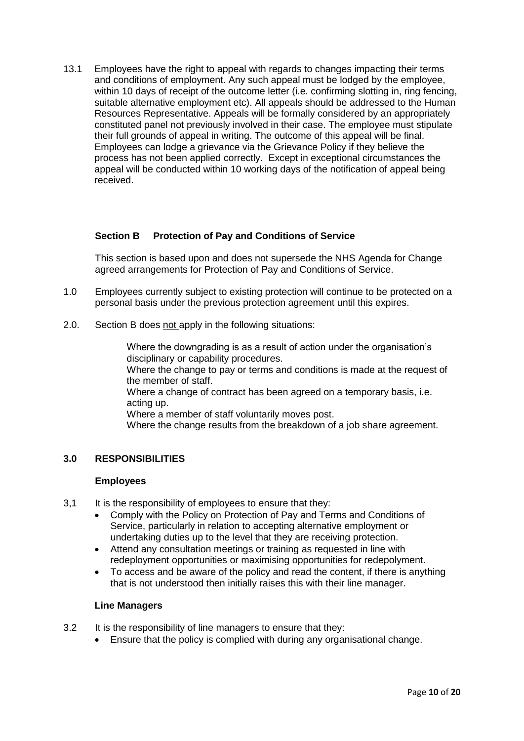13.1 Employees have the right to appeal with regards to changes impacting their terms and conditions of employment. Any such appeal must be lodged by the employee, within 10 days of receipt of the outcome letter (i.e. confirming slotting in, ring fencing, suitable alternative employment etc). All appeals should be addressed to the Human Resources Representative. Appeals will be formally considered by an appropriately constituted panel not previously involved in their case. The employee must stipulate their full grounds of appeal in writing. The outcome of this appeal will be final. Employees can lodge a grievance via the Grievance Policy if they believe the process has not been applied correctly. Except in exceptional circumstances the appeal will be conducted within 10 working days of the notification of appeal being received.

## Section B Protection of Pay and Conditions of Service

This section is based upon and does not supersede the NHS Agenda for Change agreed arrangements for Protection of Pay and Conditions of Service.

1.0 Employees currently subject to existing protection will continue to be protected on a personal basis under the previous protection agreement until this expires.

2.0. Section B does not apply in the following situations:

Where the downgrading is as a result of action under the organisation's disciplinary or capability procedures.
Where the change to pay or terms and conditions is made at the request of the member of staff.
Where a change of contract has been agreed on a temporary basis, i.e. acting up.
Where a member of staff voluntarily moves post.
Where the change results from the breakdown of a job share agreement.

### 3.0 RESPONSIBILITIES

#### Employees

3,1 It is the responsibility of employees to ensure that they:

- Comply with the Policy on Protection of Pay and Terms and Conditions of Service, particularly in relation to accepting alternative employment or undertaking duties up to the level that they are receiving protection.
- Attend any consultation meetings or training as requested in line with redeployment opportunities or maximising opportunities for redepolyment.
- To access and be aware of the policy and read the content, if there is anything that is not understood then initially raises this with their line manager.

#### Line Managers

3.2 It is the responsibility of line managers to ensure that they:

- Ensure that the policy is complied with during any organisational change.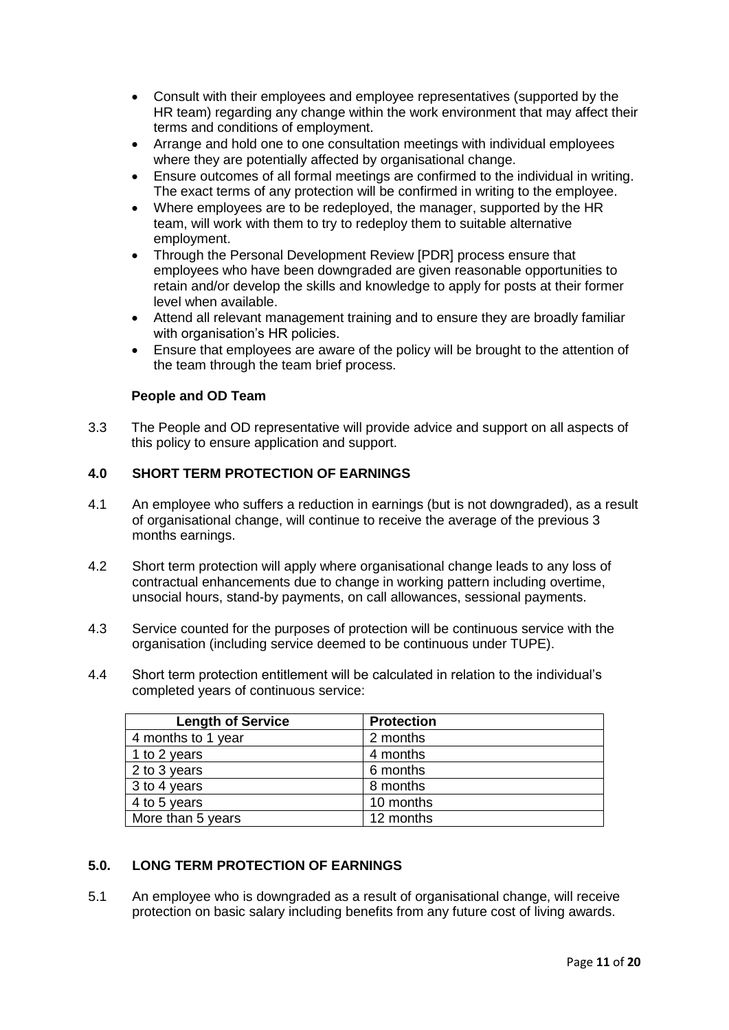- Consult with their employees and employee representatives (supported by the HR team) regarding any change within the work environment that may affect their terms and conditions of employment.
- Arrange and hold one to one consultation meetings with individual employees where they are potentially affected by organisational change.
- Ensure outcomes of all formal meetings are confirmed to the individual in writing. The exact terms of any protection will be confirmed in writing to the employee.
- Where employees are to be redeployed, the manager, supported by the HR team, will work with them to try to redeploy them to suitable alternative employment.
- Through the Personal Development Review [PDR] process ensure that employees who have been downgraded are given reasonable opportunities to retain and/or develop the skills and knowledge to apply for posts at their former level when available.
- Attend all relevant management training and to ensure they are broadly familiar with organisation's HR policies.
- Ensure that employees are aware of the policy will be brought to the attention of the team through the team brief process.

**People and OD Team**

3.3 The People and OD representative will provide advice and support on all aspects of this policy to ensure application and support.

## 4.0 SHORT TERM PROTECTION OF EARNINGS

4.1 An employee who suffers a reduction in earnings (but is not downgraded), as a result of organisational change, will continue to receive the average of the previous 3 months earnings.

4.2 Short term protection will apply where organisational change leads to any loss of contractual enhancements due to change in working pattern including overtime, unsocial hours, stand-by payments, on call allowances, sessional payments.

4.3 Service counted for the purposes of protection will be continuous service with the organisation (including service deemed to be continuous under TUPE).

4.4 Short term protection entitlement will be calculated in relation to the individual's completed years of continuous service:

| Length of Service | Protection |
|---|---|
| 4 months to 1 year | 2 months |
| 1 to 2 years | 4 months |
| 2 to 3 years | 6 months |
| 3 to 4 years | 8 months |
| 4 to 5 years | 10 months |
| More than 5 years | 12 months |

## 5.0. LONG TERM PROTECTION OF EARNINGS

5.1 An employee who is downgraded as a result of organisational change, will receive protection on basic salary including benefits from any future cost of living awards.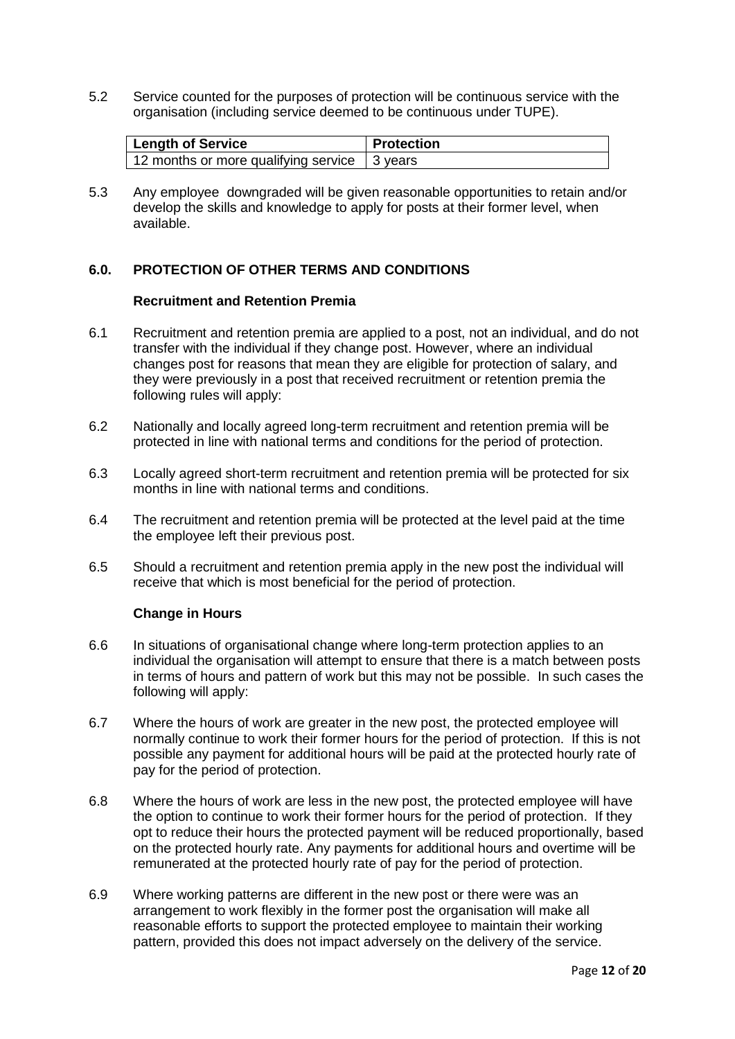5.2 Service counted for the purposes of protection will be continuous service with the organisation (including service deemed to be continuous under TUPE).

| Length of Service | Protection |
| --- | --- |
| 12 months or more qualifying service | 3 years |

5.3 Any employee downgraded will be given reasonable opportunities to retain and/or develop the skills and knowledge to apply for posts at their former level, when available.

## 6.0. PROTECTION OF OTHER TERMS AND CONDITIONS

**Recruitment and Retention Premia**

6.1 Recruitment and retention premia are applied to a post, not an individual, and do not transfer with the individual if they change post. However, where an individual changes post for reasons that mean they are eligible for protection of salary, and they were previously in a post that received recruitment or retention premia the following rules will apply:

6.2 Nationally and locally agreed long-term recruitment and retention premia will be protected in line with national terms and conditions for the period of protection.

6.3 Locally agreed short-term recruitment and retention premia will be protected for six months in line with national terms and conditions.

6.4 The recruitment and retention premia will be protected at the level paid at the time the employee left their previous post.

6.5 Should a recruitment and retention premia apply in the new post the individual will receive that which is most beneficial for the period of protection.

**Change in Hours**

6.6 In situations of organisational change where long-term protection applies to an individual the organisation will attempt to ensure that there is a match between posts in terms of hours and pattern of work but this may not be possible. In such cases the following will apply:

6.7 Where the hours of work are greater in the new post, the protected employee will normally continue to work their former hours for the period of protection. If this is not possible any payment for additional hours will be paid at the protected hourly rate of pay for the period of protection.

6.8 Where the hours of work are less in the new post, the protected employee will have the option to continue to work their former hours for the period of protection. If they opt to reduce their hours the protected payment will be reduced proportionally, based on the protected hourly rate. Any payments for additional hours and overtime will be remunerated at the protected hourly rate of pay for the period of protection.

6.9 Where working patterns are different in the new post or there were was an arrangement to work flexibly in the former post the organisation will make all reasonable efforts to support the protected employee to maintain their working pattern, provided this does not impact adversely on the delivery of the service.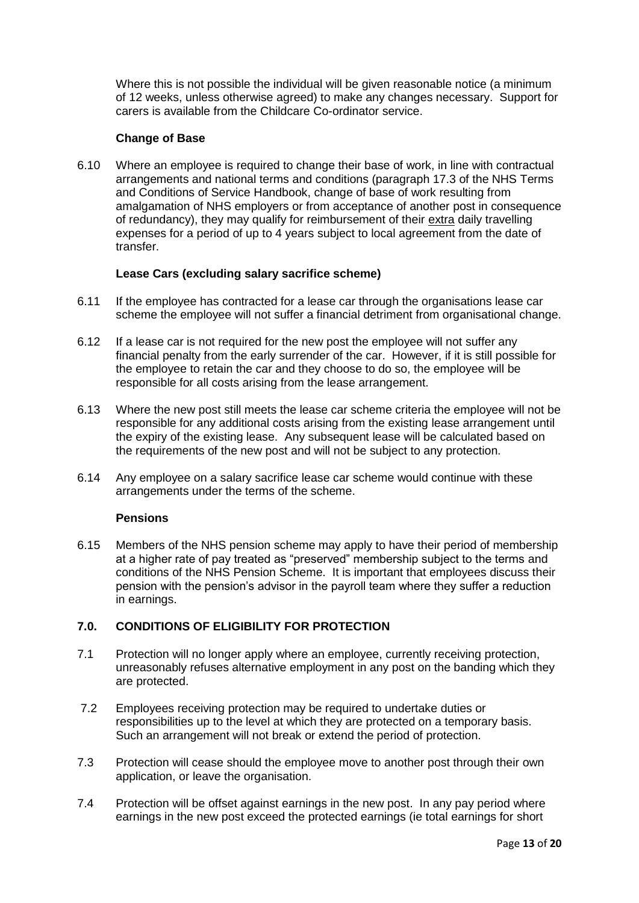Where this is not possible the individual will be given reasonable notice (a minimum of 12 weeks, unless otherwise agreed) to make any changes necessary. Support for carers is available from the Childcare Co-ordinator service.

**Change of Base**

6.10 Where an employee is required to change their base of work, in line with contractual arrangements and national terms and conditions (paragraph 17.3 of the NHS Terms and Conditions of Service Handbook, change of base of work resulting from amalgamation of NHS employers or from acceptance of another post in consequence of redundancy), they may qualify for reimbursement of their extra daily travelling expenses for a period of up to 4 years subject to local agreement from the date of transfer.

**Lease Cars (excluding salary sacrifice scheme)**

6.11 If the employee has contracted for a lease car through the organisations lease car scheme the employee will not suffer a financial detriment from organisational change.

6.12 If a lease car is not required for the new post the employee will not suffer any financial penalty from the early surrender of the car. However, if it is still possible for the employee to retain the car and they choose to do so, the employee will be responsible for all costs arising from the lease arrangement.

6.13 Where the new post still meets the lease car scheme criteria the employee will not be responsible for any additional costs arising from the existing lease arrangement until the expiry of the existing lease. Any subsequent lease will be calculated based on the requirements of the new post and will not be subject to any protection.

6.14 Any employee on a salary sacrifice lease car scheme would continue with these arrangements under the terms of the scheme.

**Pensions**

6.15 Members of the NHS pension scheme may apply to have their period of membership at a higher rate of pay treated as "preserved" membership subject to the terms and conditions of the NHS Pension Scheme. It is important that employees discuss their pension with the pension's advisor in the payroll team where they suffer a reduction in earnings.

## 7.0. CONDITIONS OF ELIGIBILITY FOR PROTECTION

7.1 Protection will no longer apply where an employee, currently receiving protection, unreasonably refuses alternative employment in any post on the banding which they are protected.

7.2 Employees receiving protection may be required to undertake duties or responsibilities up to the level at which they are protected on a temporary basis. Such an arrangement will not break or extend the period of protection.

7.3 Protection will cease should the employee move to another post through their own application, or leave the organisation.

7.4 Protection will be offset against earnings in the new post. In any pay period where earnings in the new post exceed the protected earnings (ie total earnings for short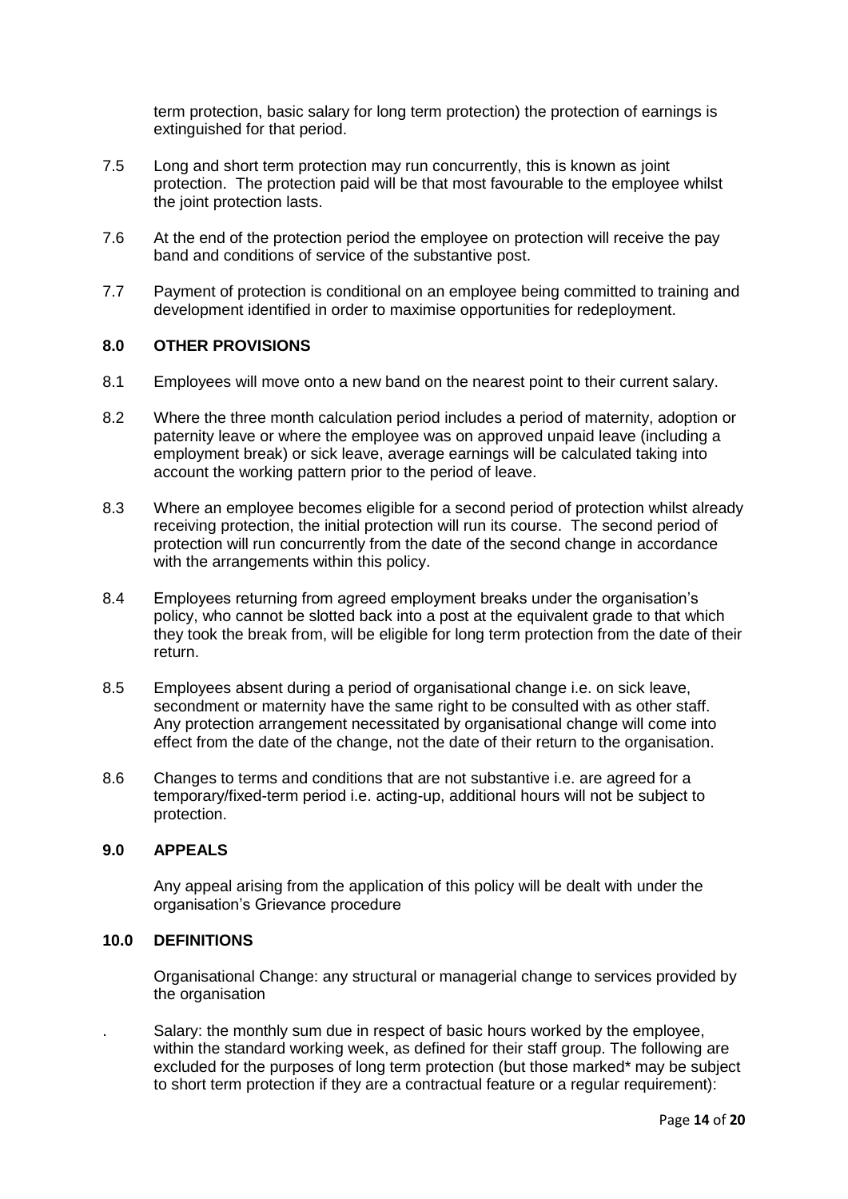term protection, basic salary for long term protection) the protection of earnings is extinguished for that period.

7.5 Long and short term protection may run concurrently, this is known as joint protection. The protection paid will be that most favourable to the employee whilst the joint protection lasts.

7.6 At the end of the protection period the employee on protection will receive the pay band and conditions of service of the substantive post.

7.7 Payment of protection is conditional on an employee being committed to training and development identified in order to maximise opportunities for redeployment.

## 8.0 OTHER PROVISIONS

8.1 Employees will move onto a new band on the nearest point to their current salary.

8.2 Where the three month calculation period includes a period of maternity, adoption or paternity leave or where the employee was on approved unpaid leave (including a employment break) or sick leave, average earnings will be calculated taking into account the working pattern prior to the period of leave.

8.3 Where an employee becomes eligible for a second period of protection whilst already receiving protection, the initial protection will run its course. The second period of protection will run concurrently from the date of the second change in accordance with the arrangements within this policy.

8.4 Employees returning from agreed employment breaks under the organisation's policy, who cannot be slotted back into a post at the equivalent grade to that which they took the break from, will be eligible for long term protection from the date of their return.

8.5 Employees absent during a period of organisational change i.e. on sick leave, secondment or maternity have the same right to be consulted with as other staff. Any protection arrangement necessitated by organisational change will come into effect from the date of the change, not the date of their return to the organisation.

8.6 Changes to terms and conditions that are not substantive i.e. are agreed for a temporary/fixed-term period i.e. acting-up, additional hours will not be subject to protection.

## 9.0 APPEALS

Any appeal arising from the application of this policy will be dealt with under the organisation's Grievance procedure

## 10.0 DEFINITIONS

Organisational Change: any structural or managerial change to services provided by the organisation

. Salary: the monthly sum due in respect of basic hours worked by the employee, within the standard working week, as defined for their staff group. The following are excluded for the purposes of long term protection (but those marked* may be subject to short term protection if they are a contractual feature or a regular requirement):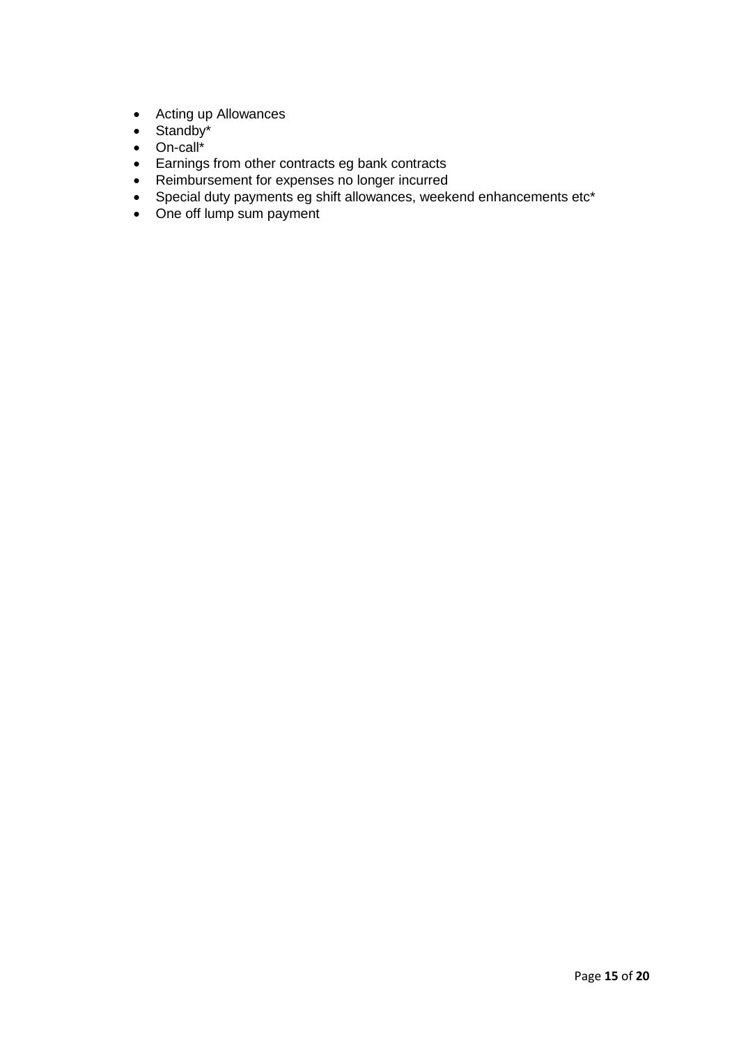- Acting up Allowances
- Standby*
- On-call*
- Earnings from other contracts eg bank contracts
- Reimbursement for expenses no longer incurred
- Special duty payments eg shift allowances, weekend enhancements etc*
- One off lump sum payment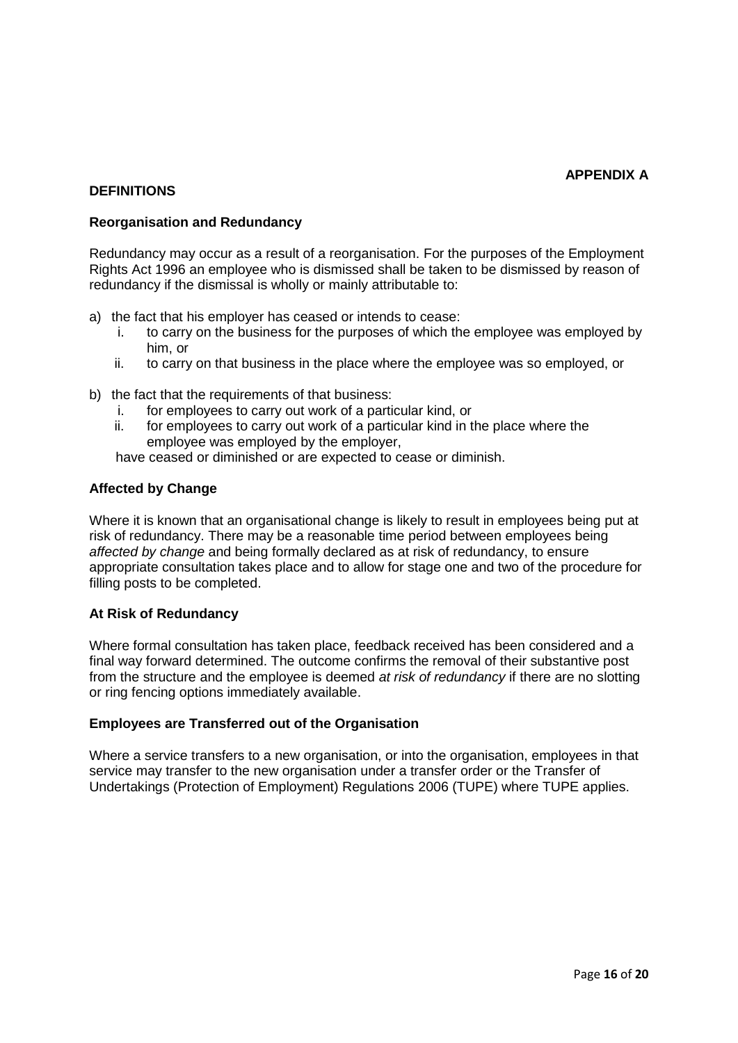**APPENDIX A**

## DEFINITIONS

### Reorganisation and Redundancy

Redundancy may occur as a result of a reorganisation. For the purposes of the Employment Rights Act 1996 an employee who is dismissed shall be taken to be dismissed by reason of redundancy if the dismissal is wholly or mainly attributable to:

a) the fact that his employer has ceased or intends to cease:
   i. to carry on the business for the purposes of which the employee was employed by him, or
   ii. to carry on that business in the place where the employee was so employed, or

b) the fact that the requirements of that business:
   i. for employees to carry out work of a particular kind, or
   ii. for employees to carry out work of a particular kind in the place where the employee was employed by the employer,

   have ceased or diminished or are expected to cease or diminish.

### Affected by Change

Where it is known that an organisational change is likely to result in employees being put at risk of redundancy. There may be a reasonable time period between employees being *affected by change* and being formally declared as at risk of redundancy, to ensure appropriate consultation takes place and to allow for stage one and two of the procedure for filling posts to be completed.

### At Risk of Redundancy

Where formal consultation has taken place, feedback received has been considered and a final way forward determined. The outcome confirms the removal of their substantive post from the structure and the employee is deemed *at risk of redundancy* if there are no slotting or ring fencing options immediately available.

### Employees are Transferred out of the Organisation

Where a service transfers to a new organisation, or into the organisation, employees in that service may transfer to the new organisation under a transfer order or the Transfer of Undertakings (Protection of Employment) Regulations 2006 (TUPE) where TUPE applies.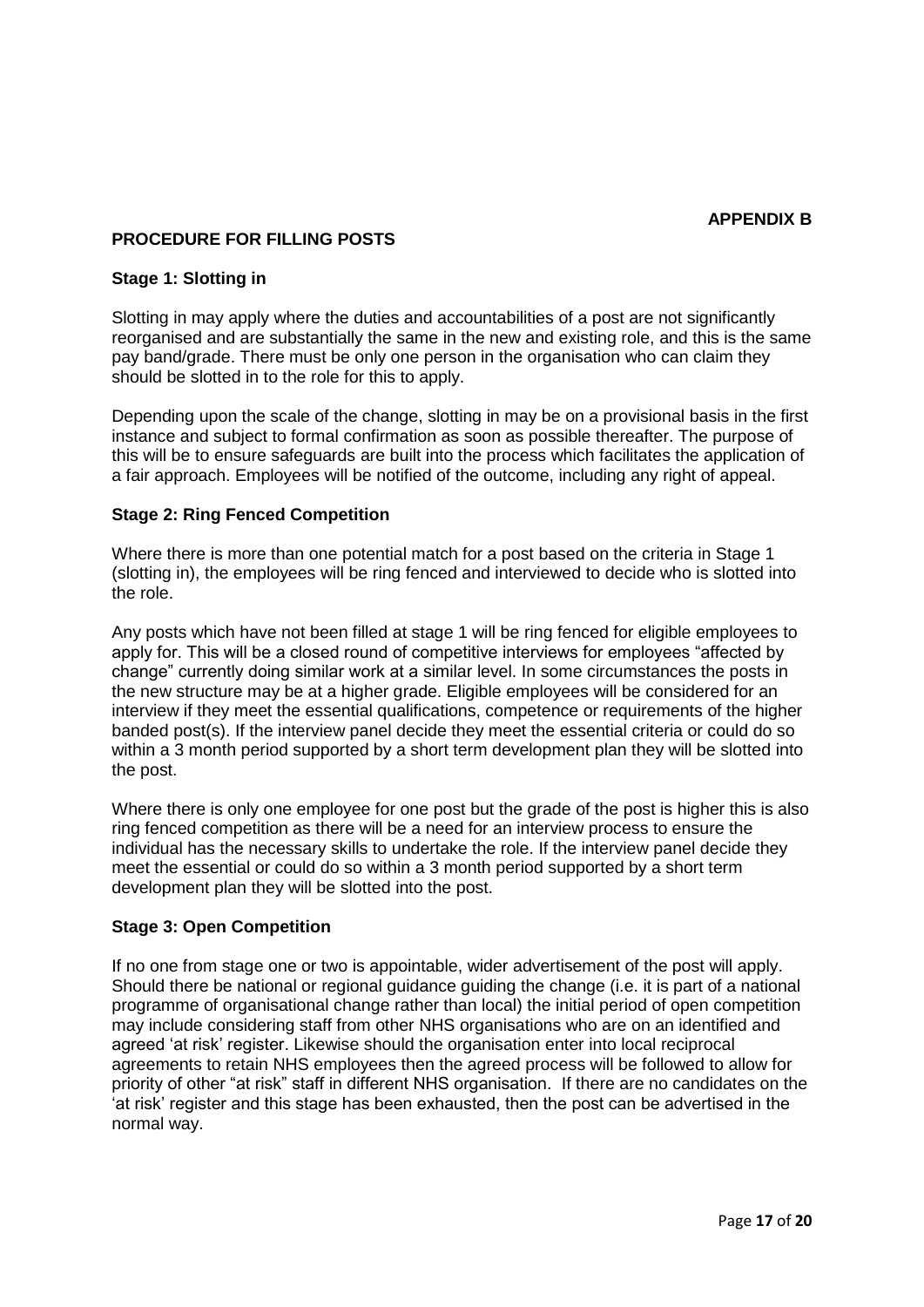**APPENDIX B**

## PROCEDURE FOR FILLING POSTS

### Stage 1: Slotting in

Slotting in may apply where the duties and accountabilities of a post are not significantly reorganised and are substantially the same in the new and existing role, and this is the same pay band/grade. There must be only one person in the organisation who can claim they should be slotted in to the role for this to apply.

Depending upon the scale of the change, slotting in may be on a provisional basis in the first instance and subject to formal confirmation as soon as possible thereafter. The purpose of this will be to ensure safeguards are built into the process which facilitates the application of a fair approach. Employees will be notified of the outcome, including any right of appeal.

### Stage 2: Ring Fenced Competition

Where there is more than one potential match for a post based on the criteria in Stage 1 (slotting in), the employees will be ring fenced and interviewed to decide who is slotted into the role.

Any posts which have not been filled at stage 1 will be ring fenced for eligible employees to apply for. This will be a closed round of competitive interviews for employees "affected by change" currently doing similar work at a similar level. In some circumstances the posts in the new structure may be at a higher grade. Eligible employees will be considered for an interview if they meet the essential qualifications, competence or requirements of the higher banded post(s). If the interview panel decide they meet the essential criteria or could do so within a 3 month period supported by a short term development plan they will be slotted into the post.

Where there is only one employee for one post but the grade of the post is higher this is also ring fenced competition as there will be a need for an interview process to ensure the individual has the necessary skills to undertake the role. If the interview panel decide they meet the essential or could do so within a 3 month period supported by a short term development plan they will be slotted into the post.

### Stage 3: Open Competition

If no one from stage one or two is appointable, wider advertisement of the post will apply. Should there be national or regional guidance guiding the change (i.e. it is part of a national programme of organisational change rather than local) the initial period of open competition may include considering staff from other NHS organisations who are on an identified and agreed 'at risk' register. Likewise should the organisation enter into local reciprocal agreements to retain NHS employees then the agreed process will be followed to allow for priority of other "at risk" staff in different NHS organisation. If there are no candidates on the 'at risk' register and this stage has been exhausted, then the post can be advertised in the normal way.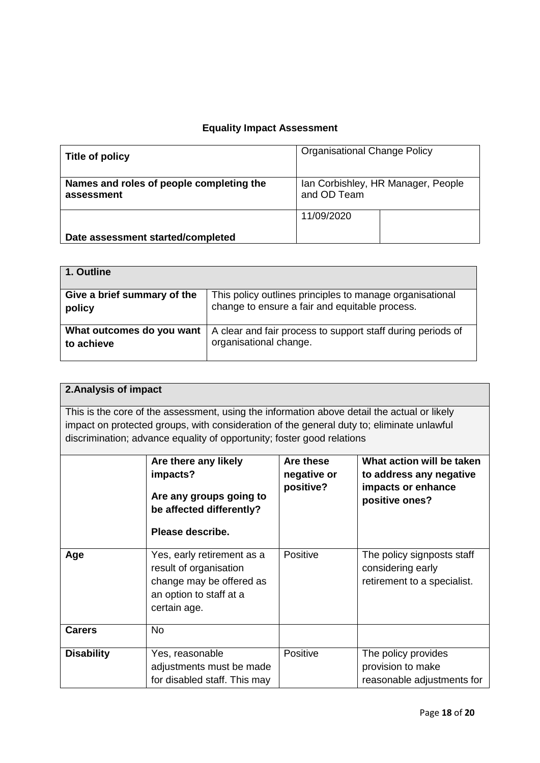## Equality Impact Assessment

| **Title of policy** | Organisational Change Policy | |
|---|---|---|
| **Names and roles of people completing the assessment** | Ian Corbishley, HR Manager, People and OD Team | |
| **Date assessment started/completed** | 11/09/2020 | |

| **1. Outline** | |
|---|---|
| **Give a brief summary of the policy** | This policy outlines principles to manage organisational change to ensure a fair and equitable process. |
| **What outcomes do you want to achieve** | A clear and fair process to support staff during periods of organisational change. |

**2.Analysis of impact**

This is the core of the assessment, using the information above detail the actual or likely impact on protected groups, with consideration of the general duty to; eliminate unlawful discrimination; advance equality of opportunity; foster good relations

| | **Are there any likely impacts? Are any groups going to be affected differently? Please describe.** | **Are these negative or positive?** | **What action will be taken to address any negative impacts or enhance positive ones?** |
|---|---|---|---|
| **Age** | Yes, early retirement as a result of organisation change may be offered as an option to staff at a certain age. | Positive | The policy signposts staff considering early retirement to a specialist. |
| **Carers** | No | | |
| **Disability** | Yes, reasonable adjustments must be made for disabled staff. This may | Positive | The policy provides provision to make reasonable adjustments for |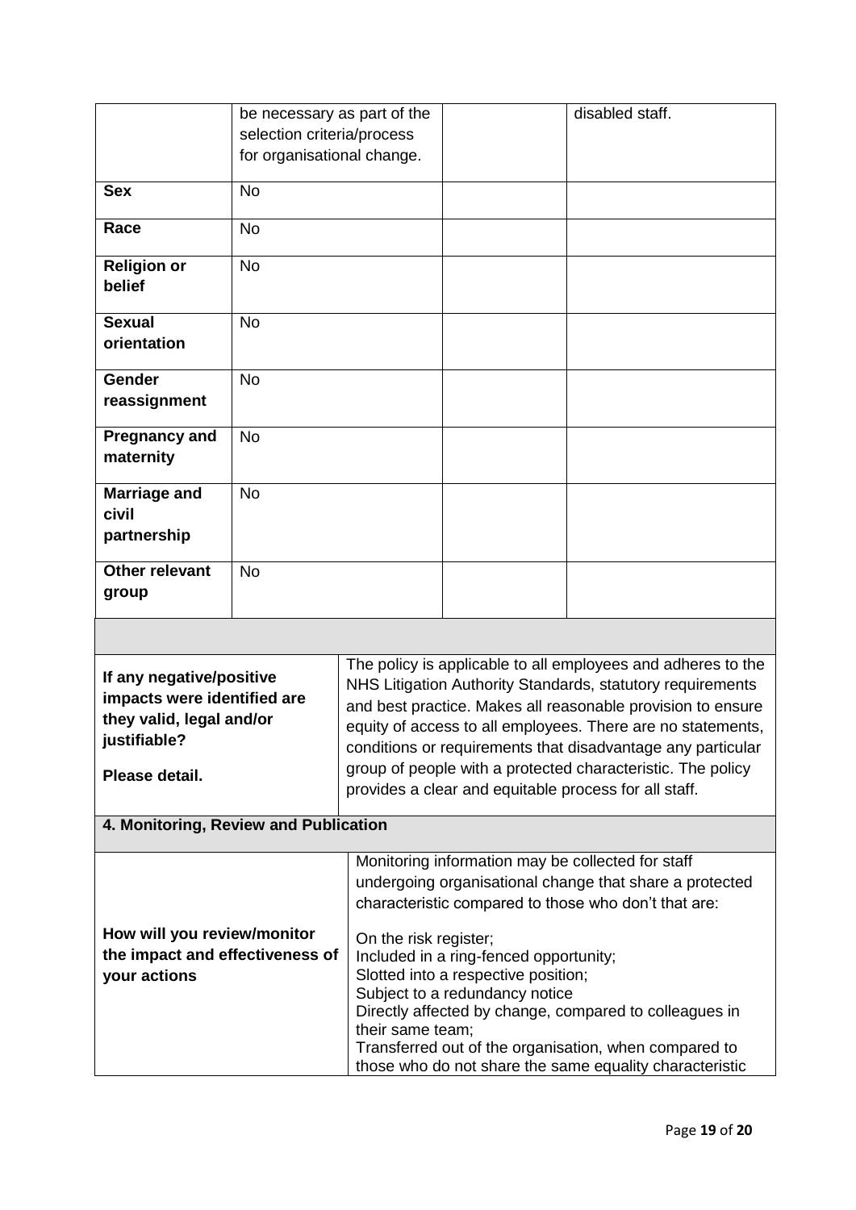| | | | |
|---|---|---|---|
| | be necessary as part of the selection criteria/process for organisational change. | | disabled staff. |
| **Sex** | No | | |
| **Race** | No | | |
| **Religion or belief** | No | | |
| **Sexual orientation** | No | | |
| **Gender reassignment** | No | | |
| **Pregnancy and maternity** | No | | |
| **Marriage and civil partnership** | No | | |
| **Other relevant group** | No | | |

| | |
|---|---|
| **If any negative/positive impacts were identified are they valid, legal and/or justifiable?**<br><br>**Please detail.** | The policy is applicable to all employees and adheres to the NHS Litigation Authority Standards, statutory requirements and best practice. Makes all reasonable provision to ensure equity of access to all employees. There are no statements, conditions or requirements that disadvantage any particular group of people with a protected characteristic. The policy provides a clear and equitable process for all staff. |

**4. Monitoring, Review and Publication**

| | |
|---|---|
| **How will you review/monitor the impact and effectiveness of your actions** | Monitoring information may be collected for staff undergoing organisational change that share a protected characteristic compared to those who don't that are:<br><br>On the risk register;<br>Included in a ring-fenced opportunity;<br>Slotted into a respective position;<br>Subject to a redundancy notice<br>Directly affected by change, compared to colleagues in their same team;<br>Transferred out of the organisation, when compared to those who do not share the same equality characteristic |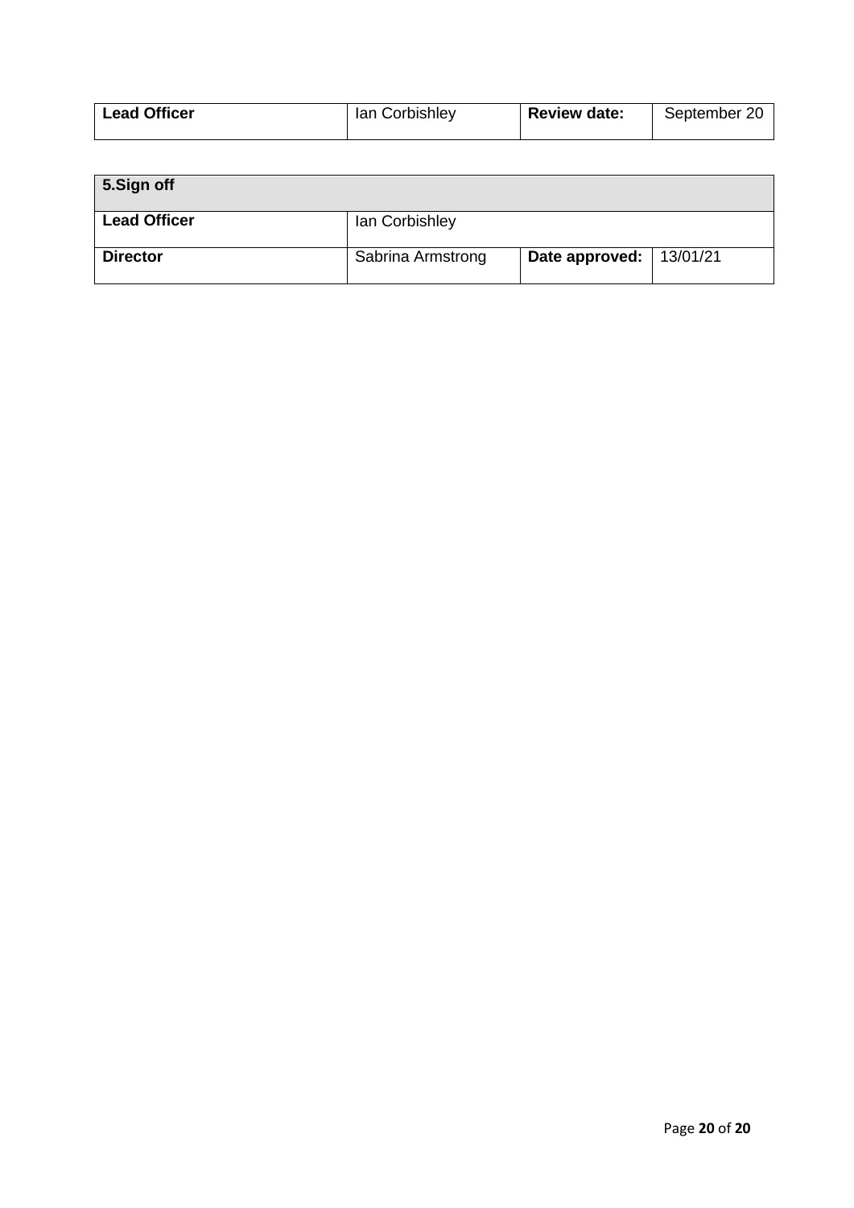| | | | |
|---|---|---|---|
| **Lead Officer** | Ian Corbishley | **Review date:** | September 20 |

| **5.Sign off** | | | |
|---|---|---|---|
| **Lead Officer** | Ian Corbishley | | |
| **Director** | Sabrina Armstrong | **Date approved:** | 13/01/21 |